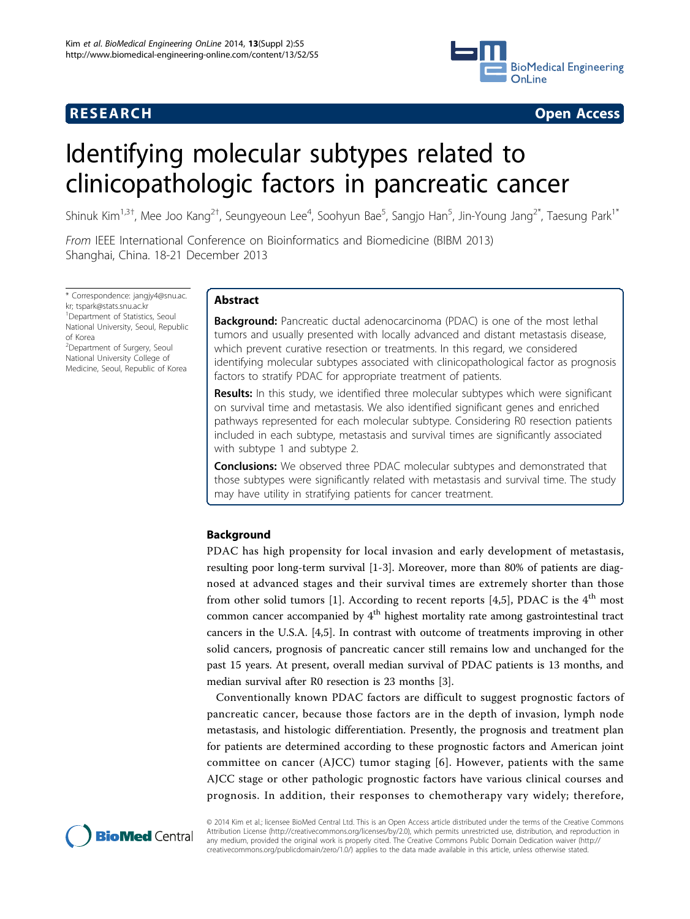RESEARCH Open Access

# Identifying molecular subtypes related to clinicopathologic factors in pancreatic cancer

Shinuk Kim[1,3†], Mee Joo Kang[2†], Seungyeoun Lee[4], Soohyun Bae[5], Sangjo Han[5], Jin-Young Jang[2*], Taesung Park[1*]

*From* IEEE International Conference on Bioinformatics and Biomedicine (BIBM 2013)
Shanghai, China. 18-21 December 2013

\* Correspondence: jangjy4@snu.ac.kr; tspark@stats.snu.ac.kr
[1]Department of Statistics, Seoul National University, Seoul, Republic of Korea
[2]Department of Surgery, Seoul National University College of Medicine, Seoul, Republic of Korea

## Abstract

**Background:** Pancreatic ductal adenocarcinoma (PDAC) is one of the most lethal tumors and usually presented with locally advanced and distant metastasis disease, which prevent curative resection or treatments. In this regard, we considered identifying molecular subtypes associated with clinicopathological factor as prognosis factors to stratify PDAC for appropriate treatment of patients.

**Results:** In this study, we identified three molecular subtypes which were significant on survival time and metastasis. We also identified significant genes and enriched pathways represented for each molecular subtype. Considering R0 resection patients included in each subtype, metastasis and survival times are significantly associated with subtype 1 and subtype 2.

**Conclusions:** We observed three PDAC molecular subtypes and demonstrated that those subtypes were significantly related with metastasis and survival time. The study may have utility in stratifying patients for cancer treatment.

## Background

PDAC has high propensity for local invasion and early development of metastasis, resulting poor long-term survival [1-3]. Moreover, more than 80% of patients are diagnosed at advanced stages and their survival times are extremely shorter than those from other solid tumors [1]. According to recent reports [4,5], PDAC is the 4$^{th}$ most common cancer accompanied by 4$^{th}$ highest mortality rate among gastrointestinal tract cancers in the U.S.A. [4,5]. In contrast with outcome of treatments improving in other solid cancers, prognosis of pancreatic cancer still remains low and unchanged for the past 15 years. At present, overall median survival of PDAC patients is 13 months, and median survival after R0 resection is 23 months [3].

Conventionally known PDAC factors are difficult to suggest prognostic factors of pancreatic cancer, because those factors are in the depth of invasion, lymph node metastasis, and histologic differentiation. Presently, the prognosis and treatment plan for patients are determined according to these prognostic factors and American joint committee on cancer (AJCC) tumor staging [6]. However, patients with the same AJCC stage or other pathologic prognostic factors have various clinical courses and prognosis. In addition, their responses to chemotherapy vary widely; therefore,

© 2014 Kim et al.; licensee BioMed Central Ltd. This is an Open Access article distributed under the terms of the Creative Commons Attribution License (http://creativecommons.org/licenses/by/2.0), which permits unrestricted use, distribution, and reproduction in any medium, provided the original work is properly cited. The Creative Commons Public Domain Dedication waiver (http://creativecommons.org/publicdomain/zero/1.0/) applies to the data made available in this article, unless otherwise stated.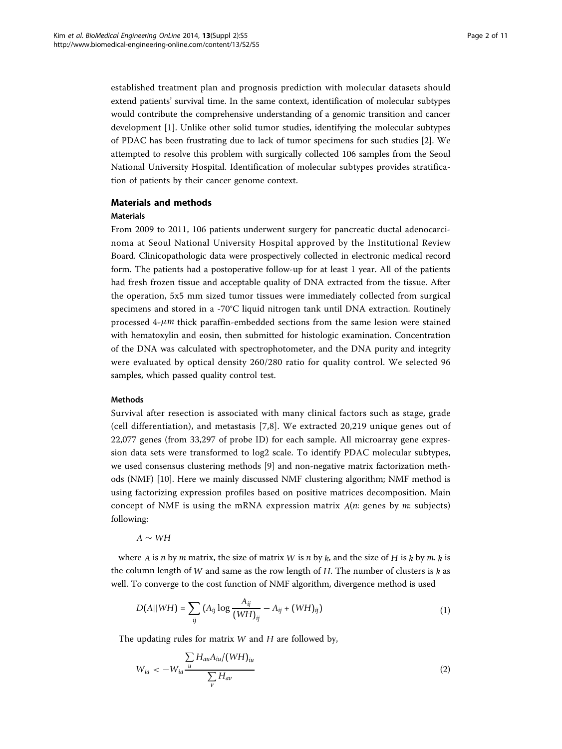established treatment plan and prognosis prediction with molecular datasets should extend patients' survival time. In the same context, identification of molecular subtypes would contribute the comprehensive understanding of a genomic transition and cancer development [1]. Unlike other solid tumor studies, identifying the molecular subtypes of PDAC has been frustrating due to lack of tumor specimens for such studies [2]. We attempted to resolve this problem with surgically collected 106 samples from the Seoul National University Hospital. Identification of molecular subtypes provides stratification of patients by their cancer genome context.

## Materials and methods

### Materials

From 2009 to 2011, 106 patients underwent surgery for pancreatic ductal adenocarcinoma at Seoul National University Hospital approved by the Institutional Review Board. Clinicopathologic data were prospectively collected in electronic medical record form. The patients had a postoperative follow-up for at least 1 year. All of the patients had fresh frozen tissue and acceptable quality of DNA extracted from the tissue. After the operation, 5x5 mm sized tumor tissues were immediately collected from surgical specimens and stored in a -70°C liquid nitrogen tank until DNA extraction. Routinely processed 4-$\mu m$ thick paraffin-embedded sections from the same lesion were stained with hematoxylin and eosin, then submitted for histologic examination. Concentration of the DNA was calculated with spectrophotometer, and the DNA purity and integrity were evaluated by optical density 260/280 ratio for quality control. We selected 96 samples, which passed quality control test.

### Methods

Survival after resection is associated with many clinical factors such as stage, grade (cell differentiation), and metastasis [7,8]. We extracted 20,219 unique genes out of 22,077 genes (from 33,297 of probe ID) for each sample. All microarray gene expression data sets were transformed to log2 scale. To identify PDAC molecular subtypes, we used consensus clustering methods [9] and non-negative matrix factorization methods (NMF) [10]. Here we mainly discussed NMF clustering algorithm; NMF method is using factorizing expression profiles based on positive matrices decomposition. Main concept of NMF is using the mRNA expression matrix $A$($n$: genes by $m$: subjects) following:

$$A \sim WH$$

where $A$ is $n$ by $m$ matrix, the size of matrix $W$ is $n$ by $k$, and the size of $H$ is $k$ by $m$. $k$ is the column length of $W$ and same as the row length of $H$. The number of clusters is $k$ as well. To converge to the cost function of NMF algorithm, divergence method is used

$$D(A||WH) = \sum_{ij} \left( A_{ij} \log \frac{A_{ij}}{(WH)_{ij}} - A_{ij} + (WH)_{ij} \right) \tag{1}$$

The updating rules for matrix $W$ and $H$ are followed by,

$$W_{ia} < -W_{ia} \frac{\sum_{u} H_{au} A_{iu} / (WH)_{iu}}{\sum_{v} H_{av}} \tag{2}$$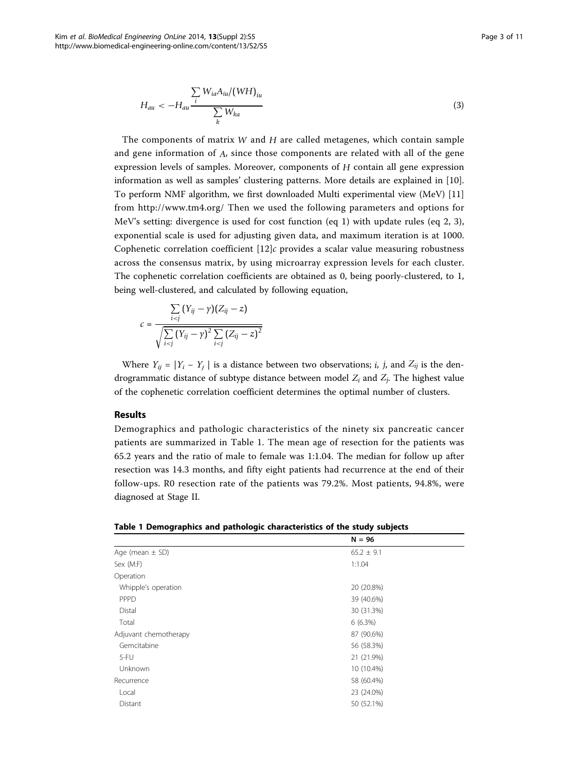$$H_{au} < -H_{au} \frac{\sum_{i} W_{ia} A_{iu} / (WH)_{iu}}{\sum_{k} W_{ka}} \tag{3}$$

The components of matrix $W$ and $H$ are called metagenes, which contain sample and gene information of $A$, since those components are related with all of the gene expression levels of samples. Moreover, components of $H$ contain all gene expression information as well as samples' clustering patterns. More details are explained in [10]. To perform NMF algorithm, we first downloaded Multi experimental view (MeV) [11] from http://www.tm4.org/ Then we used the following parameters and options for MeV's setting: divergence is used for cost function (eq 1) with update rules (eq 2, 3), exponential scale is used for adjusting given data, and maximum iteration is at 1000. Cophenetic correlation coefficient [12]$c$ provides a scalar value measuring robustness across the consensus matrix, by using microarray expression levels for each cluster. The cophenetic correlation coefficients are obtained as 0, being poorly-clustered, to 1, being well-clustered, and calculated by following equation,

$$c = \frac{\sum_{i<j} (Y_{ij} - y)(Z_{ij} - z)}{\sqrt{\sum_{i<j} (Y_{ij} - y)^2 \sum_{i<j} (Z_{ij} - z)^2}}$$

Where $Y_{ij} = |Y_i - Y_j|$ is a distance between two observations; $i$, $j$, and $Z_{ij}$ is the dendrogrammatic distance of subtype distance between model $Z_i$ and $Z_j$. The highest value of the cophenetic correlation coefficient determines the optimal number of clusters.

## Results

Demographics and pathologic characteristics of the ninety six pancreatic cancer patients are summarized in Table 1. The mean age of resection for the patients was 65.2 years and the ratio of male to female was 1:1.04. The median for follow up after resection was 14.3 months, and fifty eight patients had recurrence at the end of their follow-ups. R0 resection rate of the patients was 79.2%. Most patients, 94.8%, were diagnosed at Stage II.

**Table 1 Demographics and pathologic characteristics of the study subjects**

| | N = 96 |
|---|---|
| Age (mean ± SD) | 65.2 ± 9.1 |
| Sex (M:F) | 1:1.04 |
| Operation | |
| Whipple's operation | 20 (20.8%) |
| PPPD | 39 (40.6%) |
| Distal | 30 (31.3%) |
| Total | 6 (6.3%) |
| Adjuvant chemotherapy | 87 (90.6%) |
| Gemcitabine | 56 (58.3%) |
| 5-FU | 21 (21.9%) |
| Unknown | 10 (10.4%) |
| Recurrence | 58 (60.4%) |
| Local | 23 (24.0%) |
| Distant | 50 (52.1%) |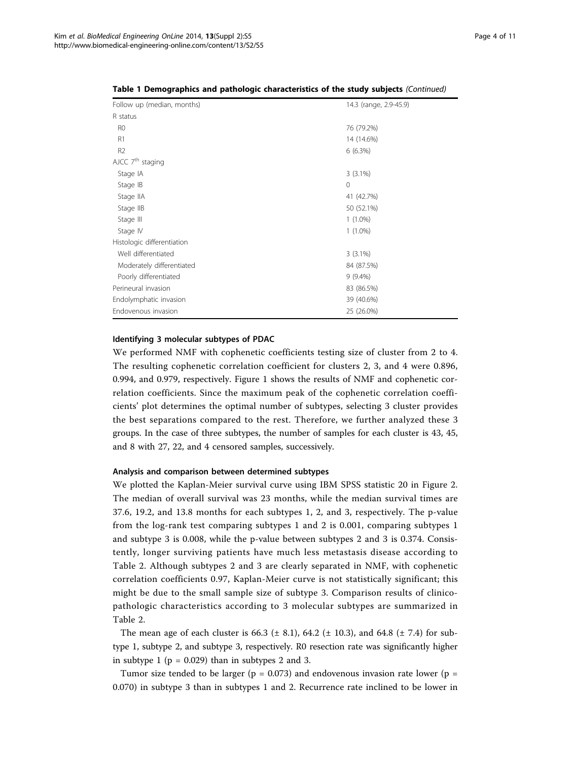**Table 1 Demographics and pathologic characteristics of the study subjects** *(Continued)*

| | |
|---|---|
| Follow up (median, months) | 14.3 (range, 2.9-45.9) |
| R status | |
| R0 | 76 (79.2%) |
| R1 | 14 (14.6%) |
| R2 | 6 (6.3%) |
| AJCC 7th staging | |
| Stage IA | 3 (3.1%) |
| Stage IB | 0 |
| Stage IIA | 41 (42.7%) |
| Stage IIB | 50 (52.1%) |
| Stage III | 1 (1.0%) |
| Stage IV | 1 (1.0%) |
| Histologic differentiation | |
| Well differentiated | 3 (3.1%) |
| Moderately differentiated | 84 (87.5%) |
| Poorly differentiated | 9 (9.4%) |
| Perineural invasion | 83 (86.5%) |
| Endolymphatic invasion | 39 (40.6%) |
| Endovenous invasion | 25 (26.0%) |

#### Identifying 3 molecular subtypes of PDAC

We performed NMF with cophenetic coefficients testing size of cluster from 2 to 4. The resulting cophenetic correlation coefficient for clusters 2, 3, and 4 were 0.896, 0.994, and 0.979, respectively. Figure 1 shows the results of NMF and cophenetic correlation coefficients. Since the maximum peak of the cophenetic correlation coefficients' plot determines the optimal number of subtypes, selecting 3 cluster provides the best separations compared to the rest. Therefore, we further analyzed these 3 groups. In the case of three subtypes, the number of samples for each cluster is 43, 45, and 8 with 27, 22, and 4 censored samples, successively.

#### Analysis and comparison between determined subtypes

We plotted the Kaplan-Meier survival curve using IBM SPSS statistic 20 in Figure 2. The median of overall survival was 23 months, while the median survival times are 37.6, 19.2, and 13.8 months for each subtypes 1, 2, and 3, respectively. The p-value from the log-rank test comparing subtypes 1 and 2 is 0.001, comparing subtypes 1 and subtype 3 is 0.008, while the p-value between subtypes 2 and 3 is 0.374. Consistently, longer surviving patients have much less metastasis disease according to Table 2. Although subtypes 2 and 3 are clearly separated in NMF, with cophenetic correlation coefficients 0.97, Kaplan-Meier curve is not statistically significant; this might be due to the small sample size of subtype 3. Comparison results of clinicopathologic characteristics according to 3 molecular subtypes are summarized in Table 2.

The mean age of each cluster is 66.3 (± 8.1), 64.2 (± 10.3), and 64.8 (± 7.4) for subtype 1, subtype 2, and subtype 3, respectively. R0 resection rate was significantly higher in subtype 1 ($p = 0.029$) than in subtypes 2 and 3.

Tumor size tended to be larger ($p = 0.073$) and endovenous invasion rate lower ($p = 0.070$) in subtype 3 than in subtypes 1 and 2. Recurrence rate inclined to be lower in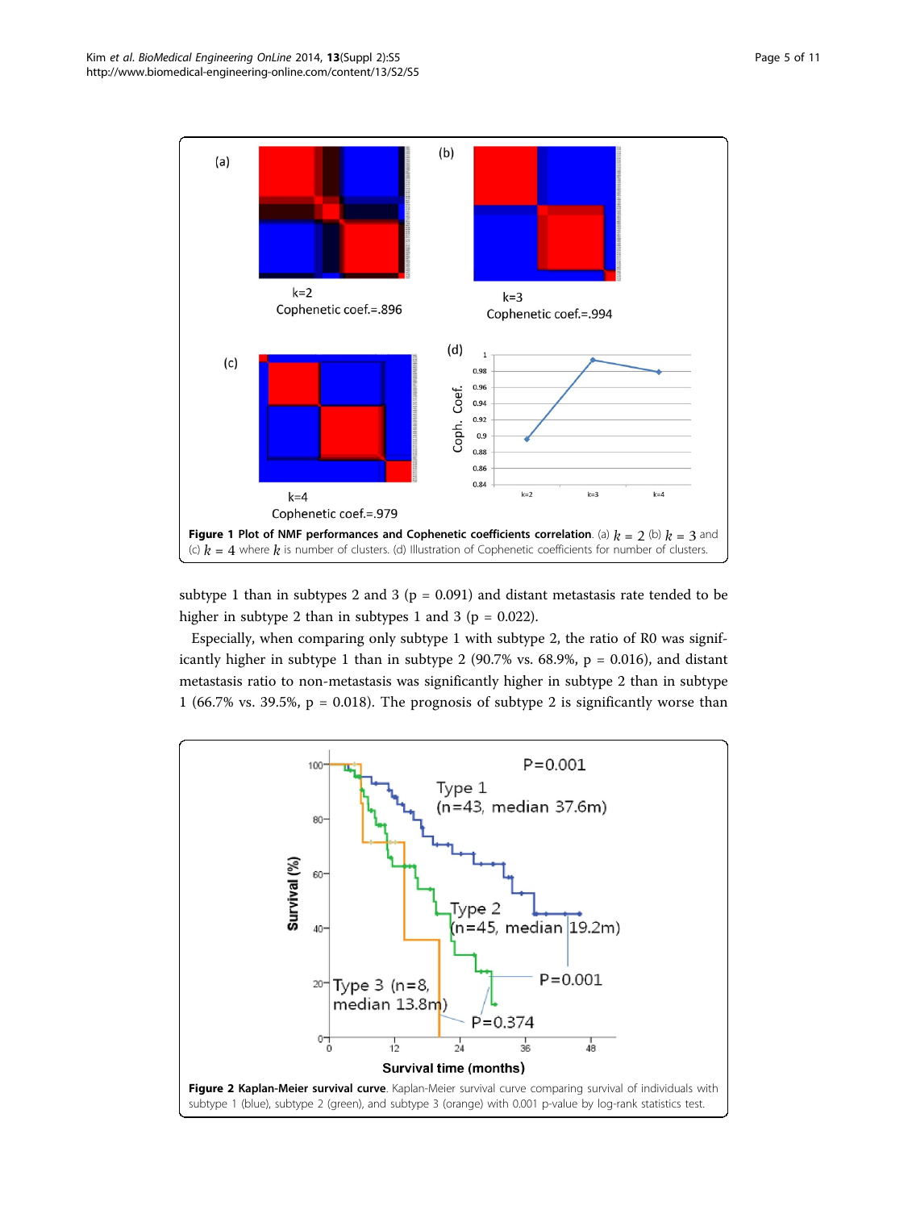**Figure 1 Plot of NMF performances and Cophenetic coefficients correlation**. (a) $k = 2$ (b) $k = 3$ and (c) $k = 4$ where $k$ is number of clusters. (d) Illustration of Cophenetic coefficients for number of clusters.

subtype 1 than in subtypes 2 and 3 (p = 0.091) and distant metastasis rate tended to be higher in subtype 2 than in subtypes 1 and 3 (p = 0.022).

Especially, when comparing only subtype 1 with subtype 2, the ratio of R0 was significantly higher in subtype 1 than in subtype 2 (90.7% vs. 68.9%, p = 0.016), and distant metastasis ratio to non-metastasis was significantly higher in subtype 2 than in subtype 1 (66.7% vs. 39.5%, p = 0.018). The prognosis of subtype 2 is significantly worse than

**Figure 2 Kaplan-Meier survival curve**. Kaplan-Meier survival curve comparing survival of individuals with subtype 1 (blue), subtype 2 (green), and subtype 3 (orange) with 0.001 p-value by log-rank statistics test.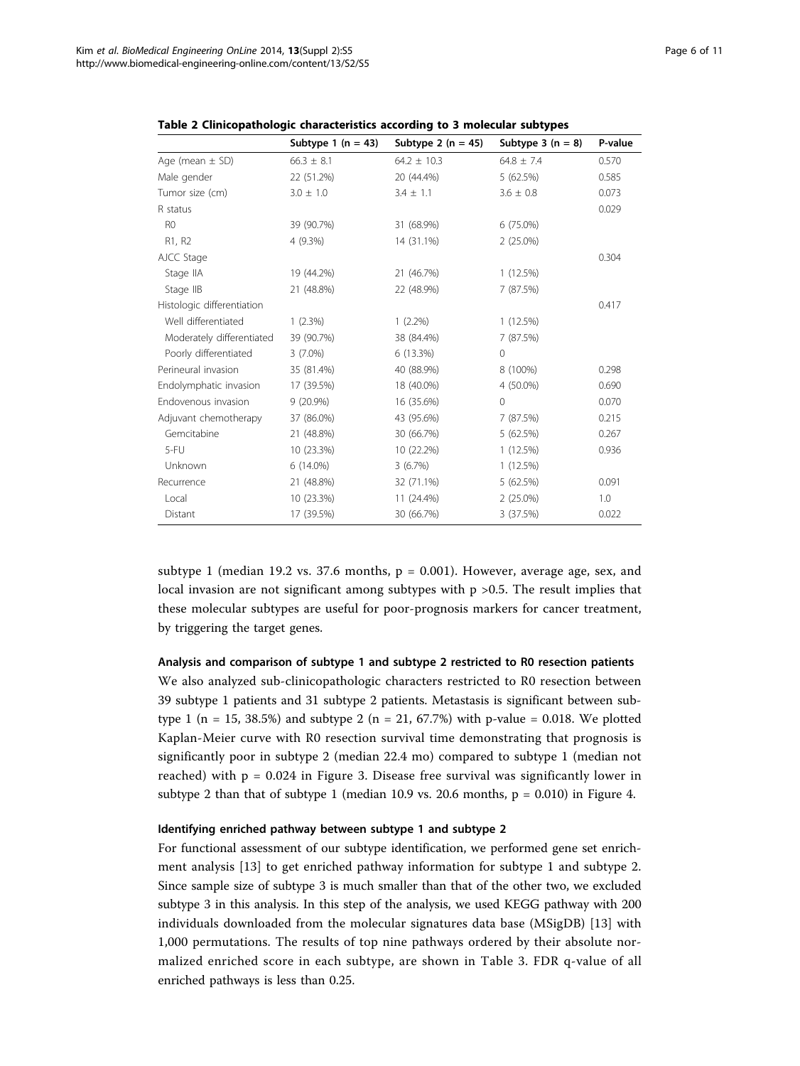**Table 2 Clinicopathologic characteristics according to 3 molecular subtypes**

| | Subtype 1 (n = 43) | Subtype 2 (n = 45) | Subtype 3 (n = 8) | P-value |
|---|---|---|---|---|
| Age (mean ± SD) | 66.3 ± 8.1 | 64.2 ± 10.3 | 64.8 ± 7.4 | 0.570 |
| Male gender | 22 (51.2%) | 20 (44.4%) | 5 (62.5%) | 0.585 |
| Tumor size (cm) | 3.0 ± 1.0 | 3.4 ± 1.1 | 3.6 ± 0.8 | 0.073 |
| R status | | | | 0.029 |
| R0 | 39 (90.7%) | 31 (68.9%) | 6 (75.0%) | |
| R1, R2 | 4 (9.3%) | 14 (31.1%) | 2 (25.0%) | |
| AJCC Stage | | | | 0.304 |
| Stage IIA | 19 (44.2%) | 21 (46.7%) | 1 (12.5%) | |
| Stage IIB | 21 (48.8%) | 22 (48.9%) | 7 (87.5%) | |
| Histologic differentiation | | | | 0.417 |
| Well differentiated | 1 (2.3%) | 1 (2.2%) | 1 (12.5%) | |
| Moderately differentiated | 39 (90.7%) | 38 (84.4%) | 7 (87.5%) | |
| Poorly differentiated | 3 (7.0%) | 6 (13.3%) | 0 | |
| Perineural invasion | 35 (81.4%) | 40 (88.9%) | 8 (100%) | 0.298 |
| Endolymphatic invasion | 17 (39.5%) | 18 (40.0%) | 4 (50.0%) | 0.690 |
| Endovenous invasion | 9 (20.9%) | 16 (35.6%) | 0 | 0.070 |
| Adjuvant chemotherapy | 37 (86.0%) | 43 (95.6%) | 7 (87.5%) | 0.215 |
| Gemcitabine | 21 (48.8%) | 30 (66.7%) | 5 (62.5%) | 0.267 |
| 5-FU | 10 (23.3%) | 10 (22.2%) | 1 (12.5%) | 0.936 |
| Unknown | 6 (14.0%) | 3 (6.7%) | 1 (12.5%) | |
| Recurrence | 21 (48.8%) | 32 (71.1%) | 5 (62.5%) | 0.091 |
| Local | 10 (23.3%) | 11 (24.4%) | 2 (25.0%) | 1.0 |
| Distant | 17 (39.5%) | 30 (66.7%) | 3 (37.5%) | 0.022 |

subtype 1 (median 19.2 vs. 37.6 months, $p = 0.001$). However, average age, sex, and local invasion are not significant among subtypes with $p > 0.5$. The result implies that these molecular subtypes are useful for poor-prognosis markers for cancer treatment, by triggering the target genes.

#### Analysis and comparison of subtype 1 and subtype 2 restricted to R0 resection patients

We also analyzed sub-clinicopathologic characters restricted to R0 resection between 39 subtype 1 patients and 31 subtype 2 patients. Metastasis is significant between subtype 1 (n = 15, 38.5%) and subtype 2 (n = 21, 67.7%) with p-value = 0.018. We plotted Kaplan-Meier curve with R0 resection survival time demonstrating that prognosis is significantly poor in subtype 2 (median 22.4 mo) compared to subtype 1 (median not reached) with $p = 0.024$ in Figure 3. Disease free survival was significantly lower in subtype 2 than that of subtype 1 (median 10.9 vs. 20.6 months, $p = 0.010$) in Figure 4.

#### Identifying enriched pathway between subtype 1 and subtype 2

For functional assessment of our subtype identification, we performed gene set enrichment analysis [13] to get enriched pathway information for subtype 1 and subtype 2. Since sample size of subtype 3 is much smaller than that of the other two, we excluded subtype 3 in this analysis. In this step of the analysis, we used KEGG pathway with 200 individuals downloaded from the molecular signatures data base (MSigDB) [13] with 1,000 permutations. The results of top nine pathways ordered by their absolute normalized enriched score in each subtype, are shown in Table 3. FDR q-value of all enriched pathways is less than 0.25.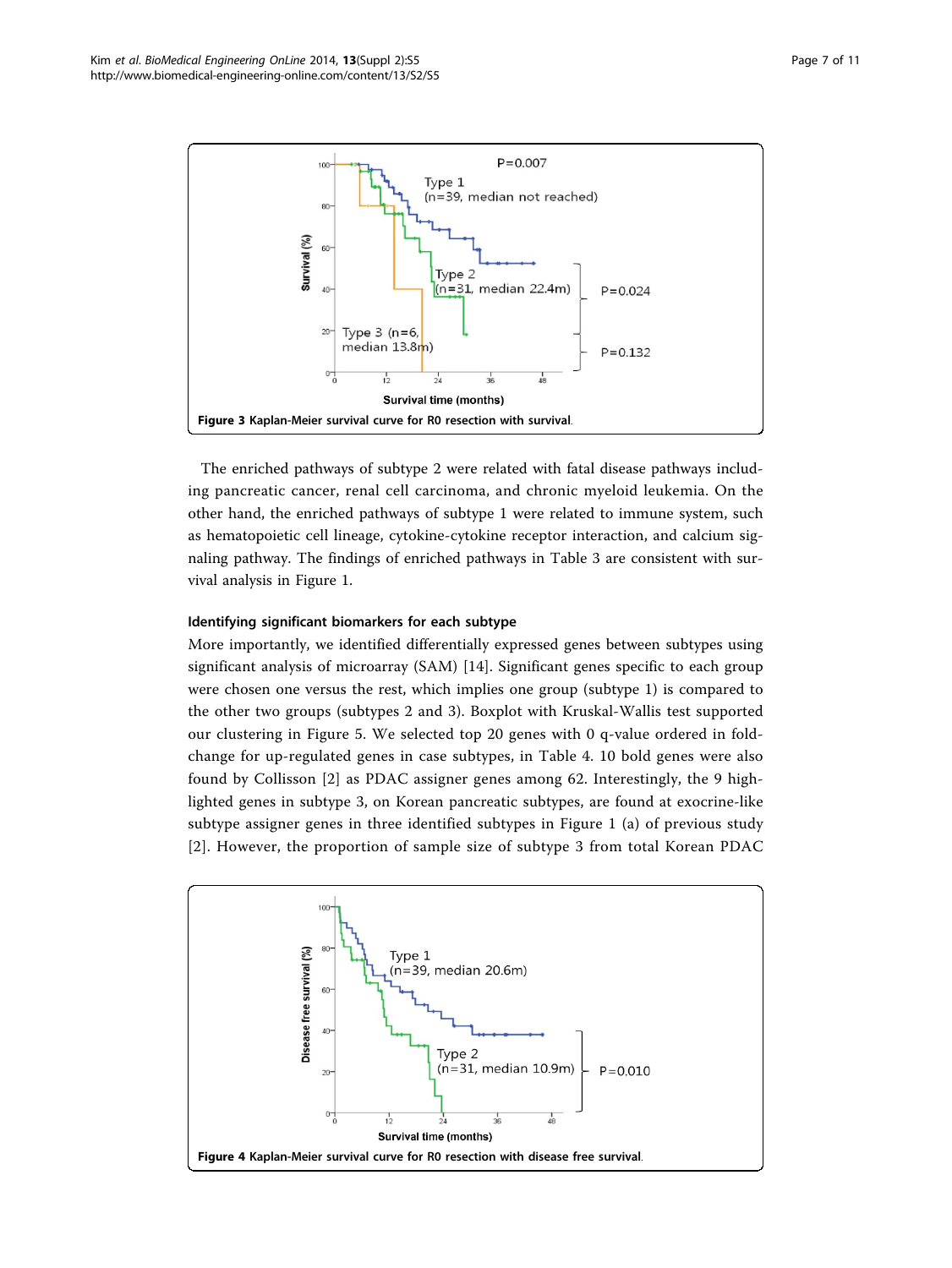**Figure 3** Kaplan-Meier survival curve for R0 resection with survival.

The enriched pathways of subtype 2 were related with fatal disease pathways including pancreatic cancer, renal cell carcinoma, and chronic myeloid leukemia. On the other hand, the enriched pathways of subtype 1 were related to immune system, such as hematopoietic cell lineage, cytokine-cytokine receptor interaction, and calcium signaling pathway. The findings of enriched pathways in Table 3 are consistent with survival analysis in Figure 1.

### Identifying significant biomarkers for each subtype

More importantly, we identified differentially expressed genes between subtypes using significant analysis of microarray (SAM) [14]. Significant genes specific to each group were chosen one versus the rest, which implies one group (subtype 1) is compared to the other two groups (subtypes 2 and 3). Boxplot with Kruskal-Wallis test supported our clustering in Figure 5. We selected top 20 genes with 0 q-value ordered in fold-change for up-regulated genes in case subtypes, in Table 4. 10 bold genes were also found by Collisson [2] as PDAC assigner genes among 62. Interestingly, the 9 highlighted genes in subtype 3, on Korean pancreatic subtypes, are found at exocrine-like subtype assigner genes in three identified subtypes in Figure 1 (a) of previous study [2]. However, the proportion of sample size of subtype 3 from total Korean PDAC

**Figure 4** Kaplan-Meier survival curve for R0 resection with disease free survival.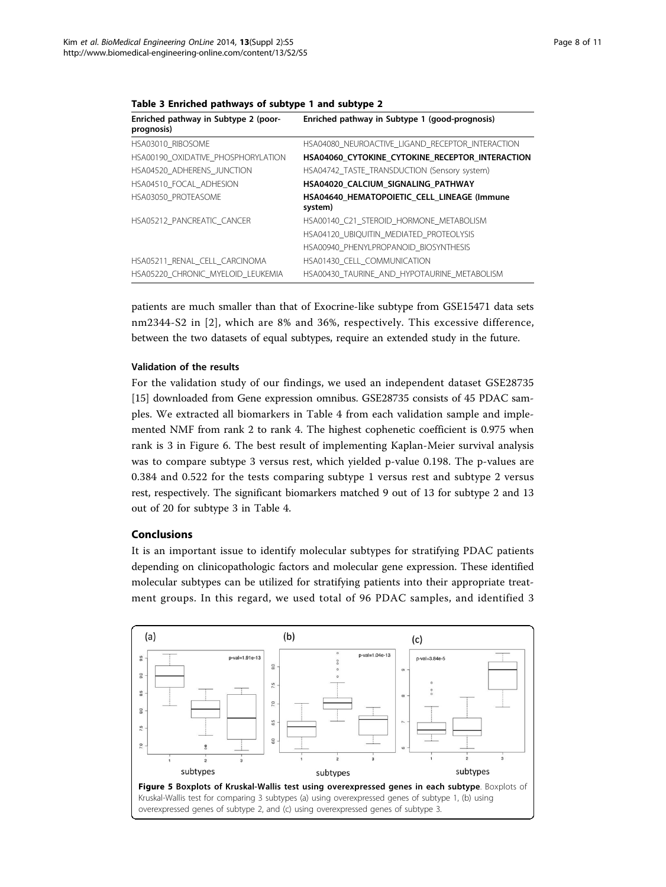**Table 3 Enriched pathways of subtype 1 and subtype 2**

| Enriched pathway in Subtype 2 (poor-prognosis) | Enriched pathway in Subtype 1 (good-prognosis) |
|---|---|
| HSA03010_RIBOSOME | HSA04080_NEUROACTIVE_LIGAND_RECEPTOR_INTERACTION |
| HSA00190_OXIDATIVE_PHOSPHORYLATION | **HSA04060_CYTOKINE_CYTOKINE_RECEPTOR_INTERACTION** |
| HSA04520_ADHERENS_JUNCTION | HSA04742_TASTE_TRANSDUCTION (Sensory system) |
| HSA04510_FOCAL_ADHESION | **HSA04020_CALCIUM_SIGNALING_PATHWAY** |
| HSA03050_PROTEASOME | **HSA04640_HEMATOPOIETIC_CELL_LINEAGE (Immune system)** |
| HSA05212_PANCREATIC_CANCER | HSA00140_C21_STEROID_HORMONE_METABOLISM |
| | HSA04120_UBIQUITIN_MEDIATED_PROTEOLYSIS |
| | HSA00940_PHENYLPROPANOID_BIOSYNTHESIS |
| HSA05211_RENAL_CELL_CARCINOMA | HSA01430_CELL_COMMUNICATION |
| HSA05220_CHRONIC_MYELOID_LEUKEMIA | HSA00430_TAURINE_AND_HYPOTAURINE_METABOLISM |

patients are much smaller than that of Exocrine-like subtype from GSE15471 data sets nm2344-S2 in [2], which are 8% and 36%, respectively. This excessive difference, between the two datasets of equal subtypes, require an extended study in the future.

### Validation of the results

For the validation study of our findings, we used an independent dataset GSE28735 [15] downloaded from Gene expression omnibus. GSE28735 consists of 45 PDAC samples. We extracted all biomarkers in Table 4 from each validation sample and implemented NMF from rank 2 to rank 4. The highest cophenetic coefficient is 0.975 when rank is 3 in Figure 6. The best result of implementing Kaplan-Meier survival analysis was to compare subtype 3 versus rest, which yielded p-value 0.198. The p-values are 0.384 and 0.522 for the tests comparing subtype 1 versus rest and subtype 2 versus rest, respectively. The significant biomarkers matched 9 out of 13 for subtype 2 and 13 out of 20 for subtype 3 in Table 4.

## Conclusions

It is an important issue to identify molecular subtypes for stratifying PDAC patients depending on clinicopathologic factors and molecular gene expression. These identified molecular subtypes can be utilized for stratifying patients into their appropriate treatment groups. In this regard, we used total of 96 PDAC samples, and identified 3

**Figure 5 Boxplots of Kruskal-Wallis test using overexpressed genes in each subtype**. Boxplots of Kruskal-Wallis test for comparing 3 subtypes (a) using overexpressed genes of subtype 1, (b) using overexpressed genes of subtype 2, and (c) using overexpressed genes of subtype 3.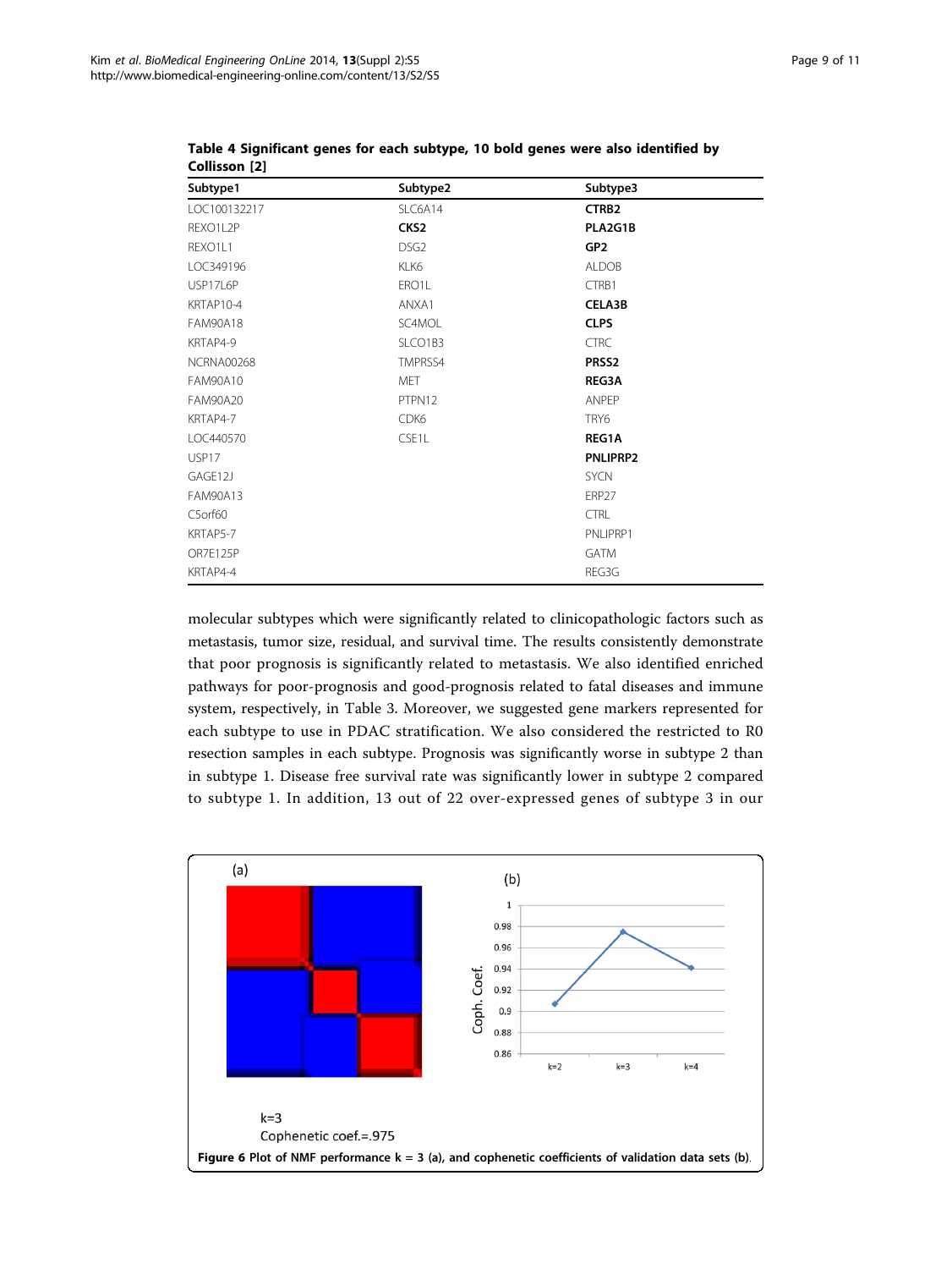**Table 4 Significant genes for each subtype, 10 bold genes were also identified by Collisson [2]**

| Subtype1 | Subtype2 | Subtype3 |
|---|---|---|
| LOC100132217 | SLC6A14 | **CTRB2** |
| REXO1L2P | **CKS2** | **PLA2G1B** |
| REXO1L1 | DSG2 | **GP2** |
| LOC349196 | KLK6 | ALDOB |
| USP17L6P | ERO1L | CTRB1 |
| KRTAP10-4 | ANXA1 | **CELA3B** |
| FAM90A18 | SC4MOL | **CLPS** |
| KRTAP4-9 | SLCO1B3 | CTRC |
| NCRNA00268 | TMPRSS4 | **PRSS2** |
| FAM90A10 | MET | **REG3A** |
| FAM90A20 | PTPN12 | ANPEP |
| KRTAP4-7 | CDK6 | TRY6 |
| LOC440570 | CSE1L | **REG1A** |
| USP17 | | **PNLIPRP2** |
| GAGE12J | | SYCN |
| FAM90A13 | | ERP27 |
| C5orf60 | | CTRL |
| KRTAP5-7 | | PNLIPRP1 |
| OR7E125P | | GATM |
| KRTAP4-4 | | REG3G |

molecular subtypes which were significantly related to clinicopathologic factors such as metastasis, tumor size, residual, and survival time. The results consistently demonstrate that poor prognosis is significantly related to metastasis. We also identified enriched pathways for poor-prognosis and good-prognosis related to fatal diseases and immune system, respectively, in Table 3. Moreover, we suggested gene markers represented for each subtype to use in PDAC stratification. We also considered the restricted to R0 resection samples in each subtype. Prognosis was significantly worse in subtype 2 than in subtype 1. Disease free survival rate was significantly lower in subtype 2 compared to subtype 1. In addition, 13 out of 22 over-expressed genes of subtype 3 in our

k=3
Cophenetic coef.=.975

**Figure 6** Plot of NMF performance k = 3 (a), and cophenetic coefficients of validation data sets (b).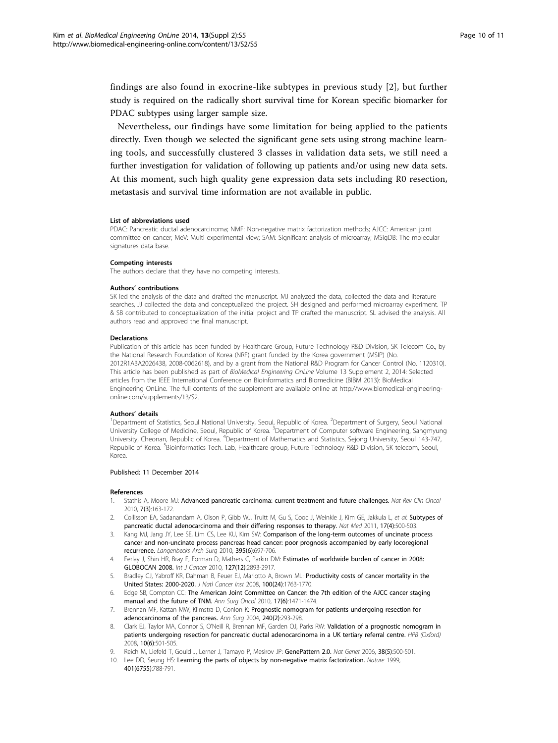findings are also found in exocrine-like subtypes in previous study [2], but further study is required on the radically short survival time for Korean specific biomarker for PDAC subtypes using larger sample size.

Nevertheless, our findings have some limitation for being applied to the patients directly. Even though we selected the significant gene sets using strong machine learning tools, and successfully clustered 3 classes in validation data sets, we still need a further investigation for validation of following up patients and/or using new data sets. At this moment, such high quality gene expression data sets including R0 resection, metastasis and survival time information are not available in public.

#### List of abbreviations used

PDAC: Pancreatic ductal adenocarcinoma; NMF: Non-negative matrix factorization methods; AJCC: American joint committee on cancer; MeV: Multi experimental view; SAM: Significant analysis of microarray; MSigDB: The molecular signatures data base.

#### Competing interests

The authors declare that they have no competing interests.

#### Authors' contributions

SK led the analysis of the data and drafted the manuscript. MJ analyzed the data, collected the data and literature searches, JJ collected the data and conceptualized the project. SH designed and performed microarray experiment. TP & SB contributed to conceptualization of the initial project and TP drafted the manuscript. SL advised the analysis. All authors read and approved the final manuscript.

#### Declarations

Publication of this article has been funded by Healthcare Group, Future Technology R&D Division, SK Telecom Co., by the National Research Foundation of Korea (NRF) grant funded by the Korea government (MSIP) (No. 2012R1A3A2026438, 2008-0062618), and by a grant from the National R&D Program for Cancer Control (No. 1120310). This article has been published as part of *BioMedical Engineering OnLine* Volume 13 Supplement 2, 2014: Selected articles from the IEEE International Conference on Bioinformatics and Biomedicine (BIBM 2013): BioMedical Engineering OnLine. The full contents of the supplement are available online at http://www.biomedical-engineering-online.com/supplements/13/S2.

#### Authors' details

[1]Department of Statistics, Seoul National University, Seoul, Republic of Korea. [2]Department of Surgery, Seoul National University College of Medicine, Seoul, Republic of Korea. [3]Department of Computer software Engineering, Sangmyung University, Cheonan, Republic of Korea. [4]Department of Mathematics and Statistics, Sejong University, Seoul 143-747, Republic of Korea. [5]Bioinformatics Tech. Lab, Healthcare group, Future Technology R&D Division, SK telecom, Seoul, Korea.

Published: 11 December 2014

#### References

1. Stathis A, Moore MJ: **Advanced pancreatic carcinoma: current treatment and future challenges.** *Nat Rev Clin Oncol* 2010, **7(3)**:163-172.
2. Collisson EA, Sadanandam A, Olson P, Gibb WJ, Truitt M, Gu S, Cooc J, Weinkle J, Kim GE, Jakkula L, *et al*: **Subtypes of pancreatic ductal adenocarcinoma and their differing responses to therapy.** *Nat Med* 2011, **17(4)**:500-503.
3. Kang MJ, Jang JY, Lee SE, Lim CS, Lee KU, Kim SW: **Comparison of the long-term outcomes of uncinate process cancer and non-uncinate process pancreas head cancer: poor prognosis accompanied by early locoregional recurrence.** *Langenbecks Arch Surg* 2010, **395(6)**:697-706.
4. Ferlay J, Shin HR, Bray F, Forman D, Mathers C, Parkin DM: **Estimates of worldwide burden of cancer in 2008: GLOBOCAN 2008.** *Int J Cancer* 2010, **127(12)**:2893-2917.
5. Bradley CJ, Yabroff KR, Dahman B, Feuer EJ, Mariotto A, Brown ML: **Productivity costs of cancer mortality in the United States: 2000-2020.** *J Natl Cancer Inst* 2008, **100(24)**:1763-1770.
6. Edge SB, Compton CC: **The American Joint Committee on Cancer: the 7th edition of the AJCC cancer staging manual and the future of TNM.** *Ann Surg Oncol* 2010, **17(6)**:1471-1474.
7. Brennan MF, Kattan MW, Klimstra D, Conlon K: **Prognostic nomogram for patients undergoing resection for adenocarcinoma of the pancreas.** *Ann Surg* 2004, **240(2)**:293-298.
8. Clark EJ, Taylor MA, Connor S, O'Neill R, Brennan MF, Garden OJ, Parks RW: **Validation of a prognostic nomogram in patients undergoing resection for pancreatic ductal adenocarcinoma in a UK tertiary referral centre.** *HPB (Oxford)* 2008, **10(6)**:501-505.
9. Reich M, Liefeld T, Gould J, Lerner J, Tamayo P, Mesirov JP: **GenePattern 2.0.** *Nat Genet* 2006, **38(5)**:500-501.
10. Lee DD, Seung HS: **Learning the parts of objects by non-negative matrix factorization.** *Nature* 1999, **401(6755)**:788-791.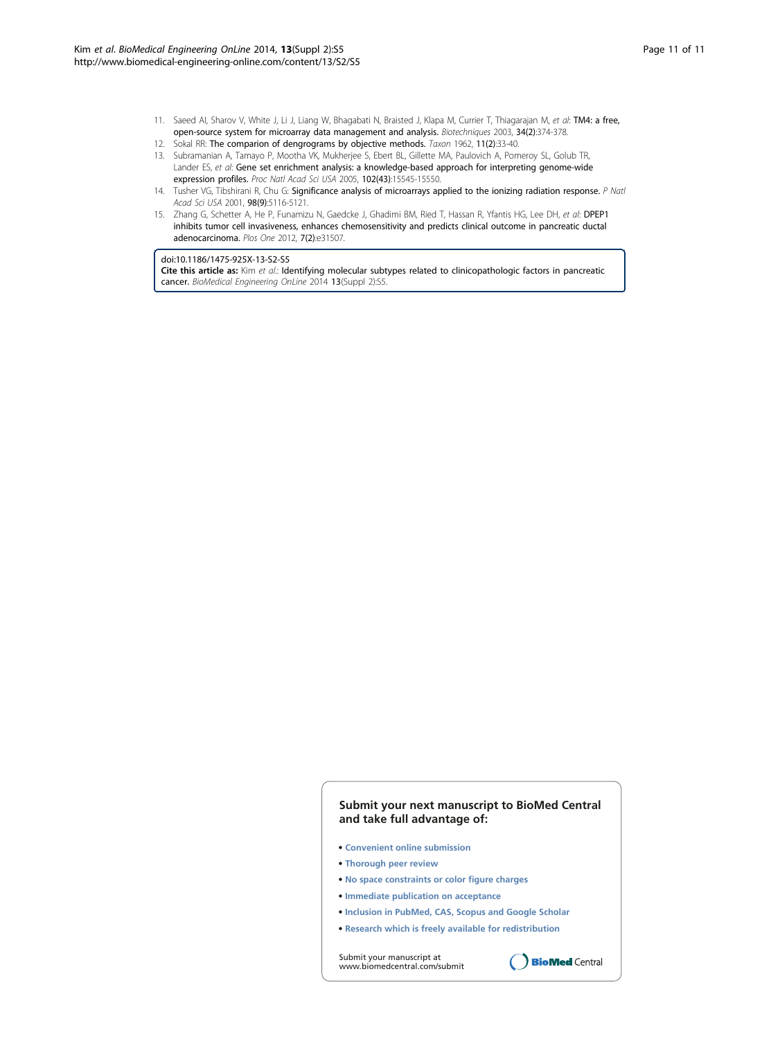11. Saeed AI, Sharov V, White J, Li J, Liang W, Bhagabati N, Braisted J, Klapa M, Currier T, Thiagarajan M, *et al*: **TM4: a free, open-source system for microarray data management and analysis.** *Biotechniques* 2003, **34(2)**:374-378.
12. Sokal RR: **The comparion of dengrograms by objective methods.** *Taxon* 1962, **11(2)**:33-40.
13. Subramanian A, Tamayo P, Mootha VK, Mukherjee S, Ebert BL, Gillette MA, Paulovich A, Pomeroy SL, Golub TR, Lander ES, *et al*: **Gene set enrichment analysis: a knowledge-based approach for interpreting genome-wide expression profiles.** *Proc Natl Acad Sci USA* 2005, **102(43)**:15545-15550.
14. Tusher VG, Tibshirani R, Chu G: **Significance analysis of microarrays applied to the ionizing radiation response.** *P Natl Acad Sci USA* 2001, **98(9)**:5116-5121.
15. Zhang G, Schetter A, He P, Funamizu N, Gaedcke J, Ghadimi BM, Ried T, Hassan R, Yfantis HG, Lee DH, *et al*: **DPEP1 inhibits tumor cell invasiveness, enhances chemosensitivity and predicts clinical outcome in pancreatic ductal adenocarcinoma.** *Plos One* 2012, **7(2)**:e31507.

doi:10.1186/1475-925X-13-S2-S5

**Cite this article as:** Kim *et al.*: Identifying molecular subtypes related to clinicopathologic factors in pancreatic cancer. *BioMedical Engineering OnLine* 2014 **13**(Suppl 2):S5.

**Submit your next manuscript to BioMed Central and take full advantage of:**

- **Convenient online submission**
- **Thorough peer review**
- **No space constraints or color figure charges**
- **Immediate publication on acceptance**
- **Inclusion in PubMed, CAS, Scopus and Google Scholar**
- **Research which is freely available for redistribution**

Submit your manuscript at
www.biomedcentral.com/submit

BioMed Central